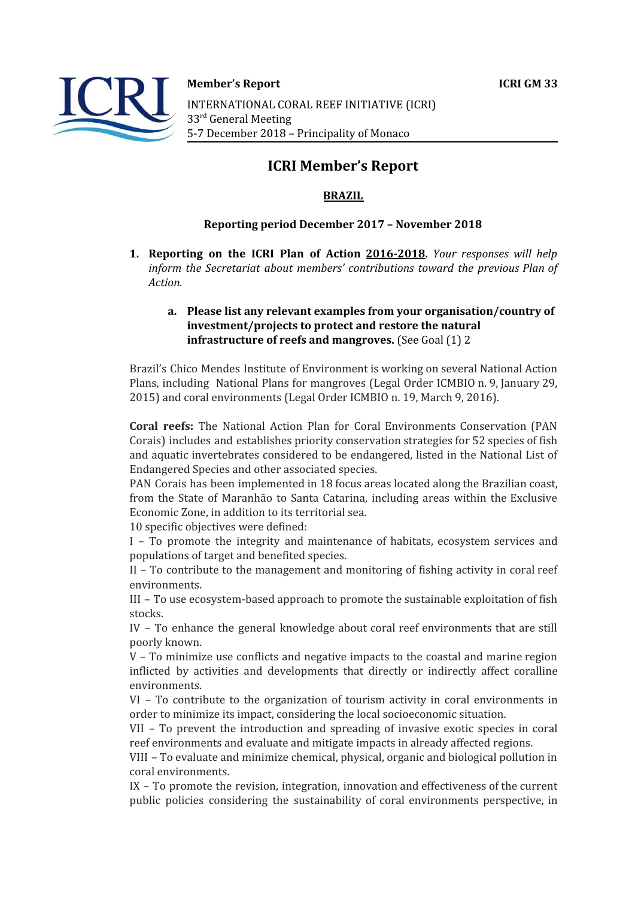**Member's Report** **ICRI GM 33**

INTERNATIONAL CORAL REEF INITIATIVE (ICRI)
33rd General Meeting
5-7 December 2018 – Principality of Monaco

# ICRI Member's Report

## BRAZIL

### Reporting period December 2017 – November 2018

1. **Reporting on the ICRI Plan of Action 2016-2018.** *Your responses will help inform the Secretariat about members' contributions toward the previous Plan of Action.*

   a. **Please list any relevant examples from your organisation/country of investment/projects to protect and restore the natural infrastructure of reefs and mangroves.** (See Goal (1) 2

Brazil's Chico Mendes Institute of Environment is working on several National Action Plans, including National Plans for mangroves (Legal Order ICMBIO n. 9, January 29, 2015) and coral environments (Legal Order ICMBIO n. 19, March 9, 2016).

**Coral reefs:** The National Action Plan for Coral Environments Conservation (PAN Corais) includes and establishes priority conservation strategies for 52 species of fish and aquatic invertebrates considered to be endangered, listed in the National List of Endangered Species and other associated species.
PAN Corais has been implemented in 18 focus areas located along the Brazilian coast, from the State of Maranhão to Santa Catarina, including areas within the Exclusive Economic Zone, in addition to its territorial sea.
10 specific objectives were defined:
I – To promote the integrity and maintenance of habitats, ecosystem services and populations of target and benefited species.
II – To contribute to the management and monitoring of fishing activity in coral reef environments.
III – To use ecosystem-based approach to promote the sustainable exploitation of fish stocks.
IV – To enhance the general knowledge about coral reef environments that are still poorly known.
V – To minimize use conflicts and negative impacts to the coastal and marine region inflicted by activities and developments that directly or indirectly affect coralline environments.
VI – To contribute to the organization of tourism activity in coral environments in order to minimize its impact, considering the local socioeconomic situation.
VII – To prevent the introduction and spreading of invasive exotic species in coral reef environments and evaluate and mitigate impacts in already affected regions.
VIII – To evaluate and minimize chemical, physical, organic and biological pollution in coral environments.
IX – To promote the revision, integration, innovation and effectiveness of the current public policies considering the sustainability of coral environments perspective, in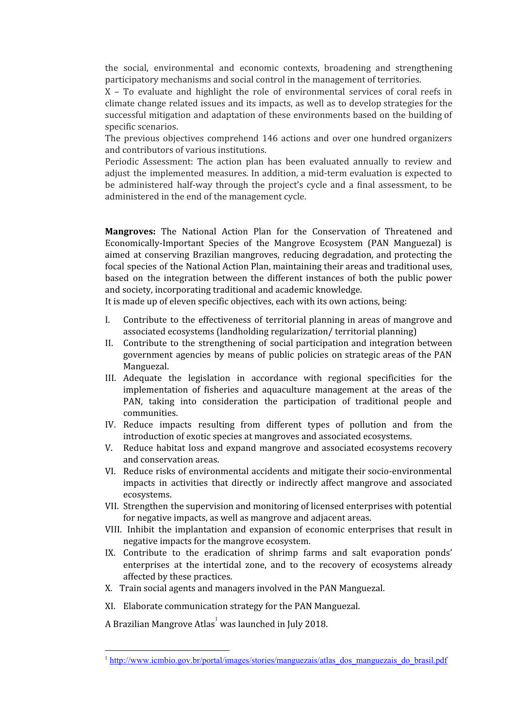the social, environmental and economic contexts, broadening and strengthening participatory mechanisms and social control in the management of territories.

X – To evaluate and highlight the role of environmental services of coral reefs in climate change related issues and its impacts, as well as to develop strategies for the successful mitigation and adaptation of these environments based on the building of specific scenarios.

The previous objectives comprehend 146 actions and over one hundred organizers and contributors of various institutions.

Periodic Assessment: The action plan has been evaluated annually to review and adjust the implemented measures. In addition, a mid-term evaluation is expected to be administered half-way through the project's cycle and a final assessment, to be administered in the end of the management cycle.

**Mangroves:** The National Action Plan for the Conservation of Threatened and Economically-Important Species of the Mangrove Ecosystem (PAN Manguezal) is aimed at conserving Brazilian mangroves, reducing degradation, and protecting the focal species of the National Action Plan, maintaining their areas and traditional uses, based on the integration between the different instances of both the public power and society, incorporating traditional and academic knowledge.

It is made up of eleven specific objectives, each with its own actions, being:

I. Contribute to the effectiveness of territorial planning in areas of mangrove and associated ecosystems (landholding regularization/ territorial planning)
II. Contribute to the strengthening of social participation and integration between government agencies by means of public policies on strategic areas of the PAN Manguezal.
III. Adequate the legislation in accordance with regional specificities for the implementation of fisheries and aquaculture management at the areas of the PAN, taking into consideration the participation of traditional people and communities.
IV. Reduce impacts resulting from different types of pollution and from the introduction of exotic species at mangroves and associated ecosystems.
V. Reduce habitat loss and expand mangrove and associated ecosystems recovery and conservation areas.
VI. Reduce risks of environmental accidents and mitigate their socio-environmental impacts in activities that directly or indirectly affect mangrove and associated ecosystems.
VII. Strengthen the supervision and monitoring of licensed enterprises with potential for negative impacts, as well as mangrove and adjacent areas.
VIII. Inhibit the implantation and expansion of economic enterprises that result in negative impacts for the mangrove ecosystem.
IX. Contribute to the eradication of shrimp farms and salt evaporation ponds' enterprises at the intertidal zone, and to the recovery of ecosystems already affected by these practices.
X. Train social agents and managers involved in the PAN Manguezal.
XI. Elaborate communication strategy for the PAN Manguezal.

A Brazilian Mangrove Atlas[1] was launched in July 2018.

[1] http://www.icmbio.gov.br/portal/images/stories/manguezais/atlas_dos_manguezais_do_brasil.pdf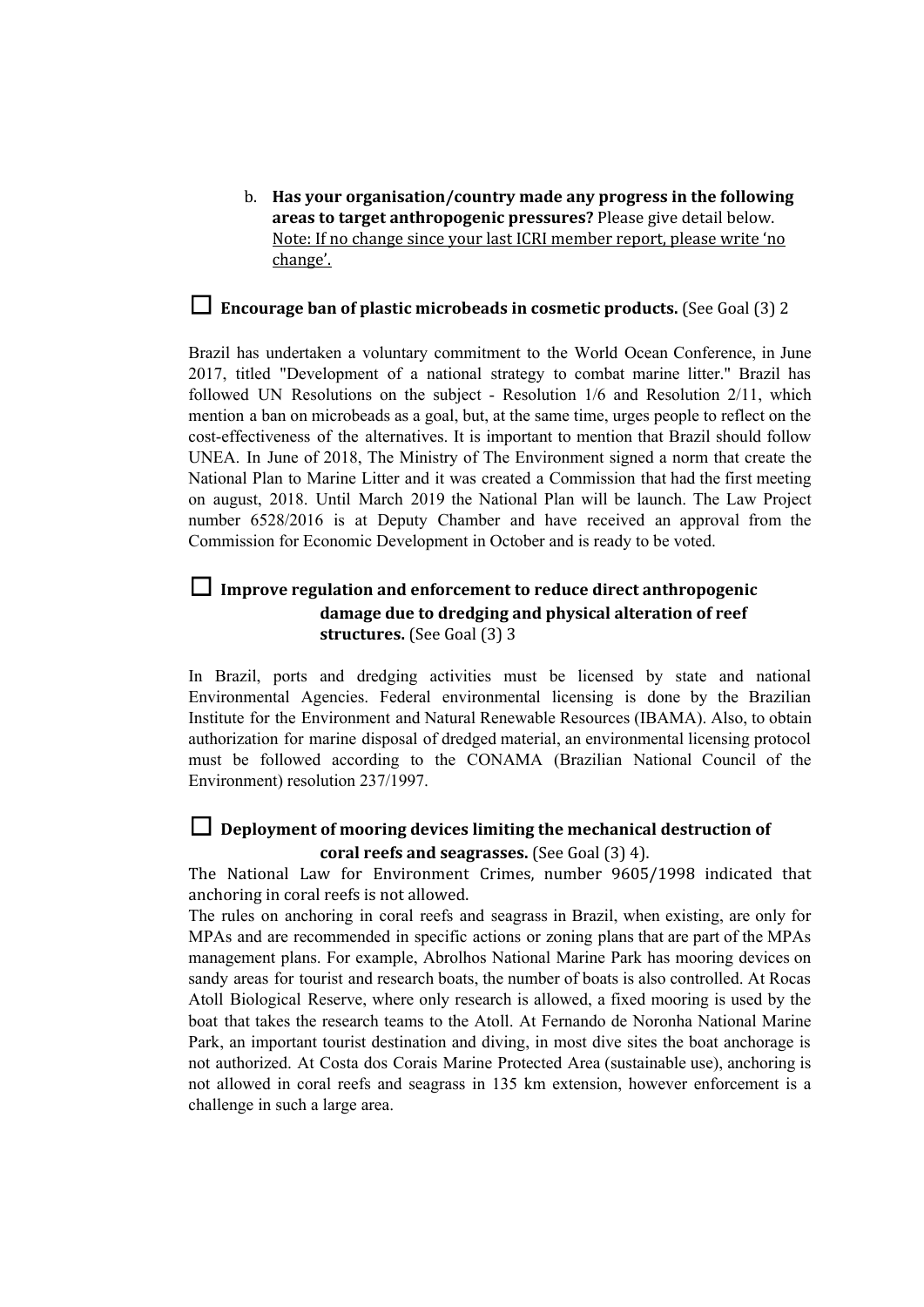b. **Has your organisation/country made any progress in the following areas to target anthropogenic pressures?** Please give detail below. <u>Note: If no change since your last ICRI member report, please write 'no change'.</u>

☐ **Encourage ban of plastic microbeads in cosmetic products.** (See Goal (3) 2

Brazil has undertaken a voluntary commitment to the World Ocean Conference, in June 2017, titled "Development of a national strategy to combat marine litter." Brazil has followed UN Resolutions on the subject - Resolution 1/6 and Resolution 2/11, which mention a ban on microbeads as a goal, but, at the same time, urges people to reflect on the cost-effectiveness of the alternatives. It is important to mention that Brazil should follow UNEA. In June of 2018, The Ministry of The Environment signed a norm that create the National Plan to Marine Litter and it was created a Commission that had the first meeting on august, 2018. Until March 2019 the National Plan will be launch. The Law Project number 6528/2016 is at Deputy Chamber and have received an approval from the Commission for Economic Development in October and is ready to be voted.

☐ **Improve regulation and enforcement to reduce direct anthropogenic damage due to dredging and physical alteration of reef structures.** (See Goal (3) 3

In Brazil, ports and dredging activities must be licensed by state and national Environmental Agencies. Federal environmental licensing is done by the Brazilian Institute for the Environment and Natural Renewable Resources (IBAMA). Also, to obtain authorization for marine disposal of dredged material, an environmental licensing protocol must be followed according to the CONAMA (Brazilian National Council of the Environment) resolution 237/1997.

☐ **Deployment of mooring devices limiting the mechanical destruction of coral reefs and seagrasses.** (See Goal (3) 4).

The National Law for Environment Crimes, number 9605/1998 indicated that anchoring in coral reefs is not allowed.

The rules on anchoring in coral reefs and seagrass in Brazil, when existing, are only for MPAs and are recommended in specific actions or zoning plans that are part of the MPAs management plans. For example, Abrolhos National Marine Park has mooring devices on sandy areas for tourist and research boats, the number of boats is also controlled. At Rocas Atoll Biological Reserve, where only research is allowed, a fixed mooring is used by the boat that takes the research teams to the Atoll. At Fernando de Noronha National Marine Park, an important tourist destination and diving, in most dive sites the boat anchorage is not authorized. At Costa dos Corais Marine Protected Area (sustainable use), anchoring is not allowed in coral reefs and seagrass in 135 km extension, however enforcement is a challenge in such a large area.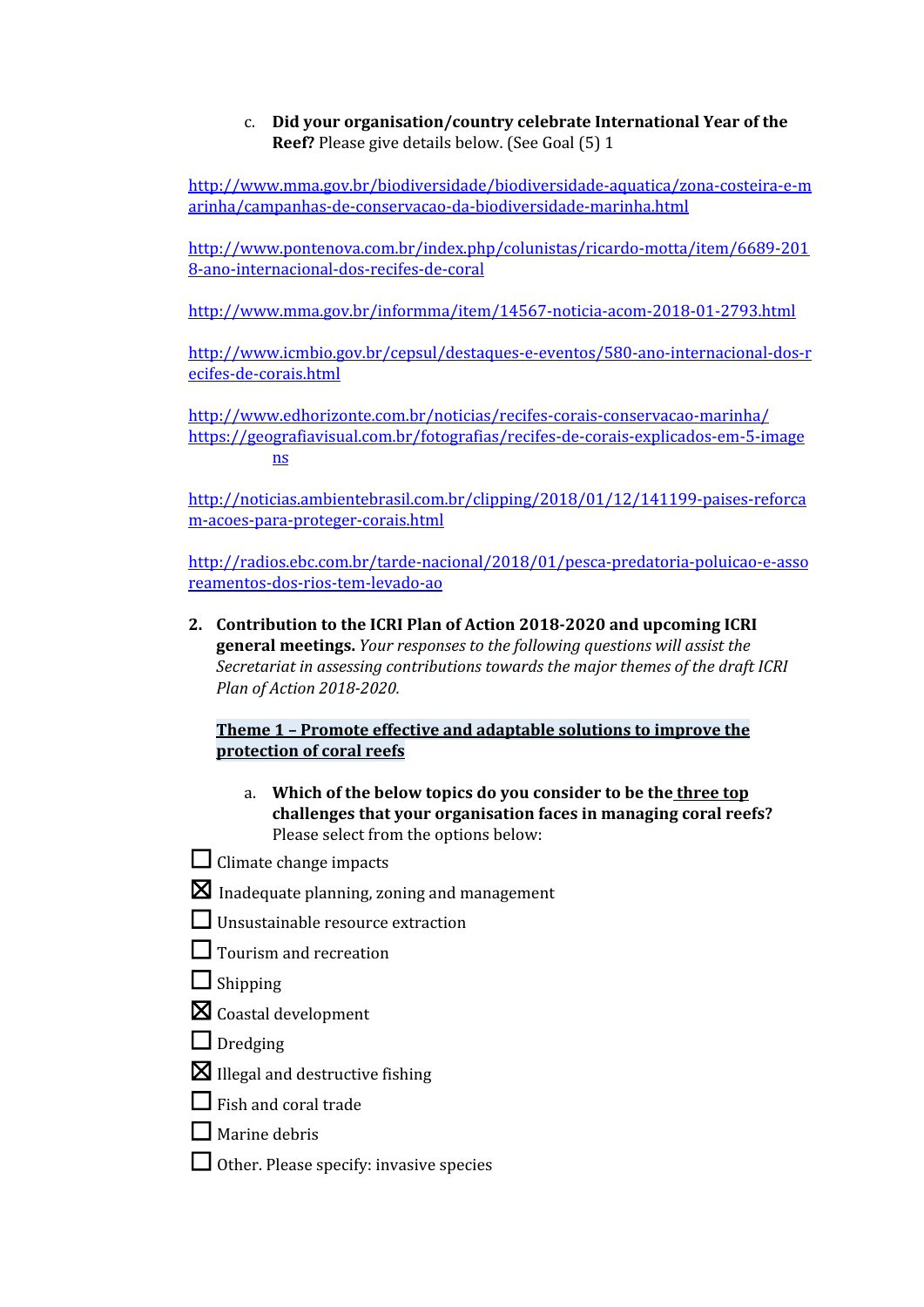c. **Did your organisation/country celebrate International Year of the Reef?** Please give details below. (See Goal (5) 1

http://www.mma.gov.br/biodiversidade/biodiversidade-aquatica/zona-costeira-e-marinha/campanhas-de-conservacao-da-biodiversidade-marinha.html

http://www.pontenova.com.br/index.php/colunistas/ricardo-motta/item/6689-2018-ano-internacional-dos-recifes-de-coral

http://www.mma.gov.br/informma/item/14567-noticia-acom-2018-01-2793.html

http://www.icmbio.gov.br/cepsul/destaques-e-eventos/580-ano-internacional-dos-recifes-de-corais.html

http://www.edhorizonte.com.br/noticias/recifes-corais-conservacao-marinha/
https://geografiavisual.com.br/fotografias/recifes-de-corais-explicados-em-5-imagens

http://noticias.ambientebrasil.com.br/clipping/2018/01/12/141199-paises-reforcam-acoes-para-proteger-corais.html

http://radios.ebc.com.br/tarde-nacional/2018/01/pesca-predatoria-poluicao-e-assoreamentos-dos-rios-tem-levado-ao

2. **Contribution to the ICRI Plan of Action 2018-2020 and upcoming ICRI general meetings.** *Your responses to the following questions will assist the Secretariat in assessing contributions towards the major themes of the draft ICRI Plan of Action 2018-2020.*

**Theme 1 – Promote effective and adaptable solutions to improve the protection of coral reefs**

a. **Which of the below topics do you consider to be the three top challenges that your organisation faces in managing coral reefs?** Please select from the options below:

☐ Climate change impacts

☒ Inadequate planning, zoning and management

☐ Unsustainable resource extraction

☐ Tourism and recreation

☐ Shipping

☒ Coastal development

☐ Dredging

☒ Illegal and destructive fishing

☐ Fish and coral trade

☐ Marine debris

☐ Other. Please specify: invasive species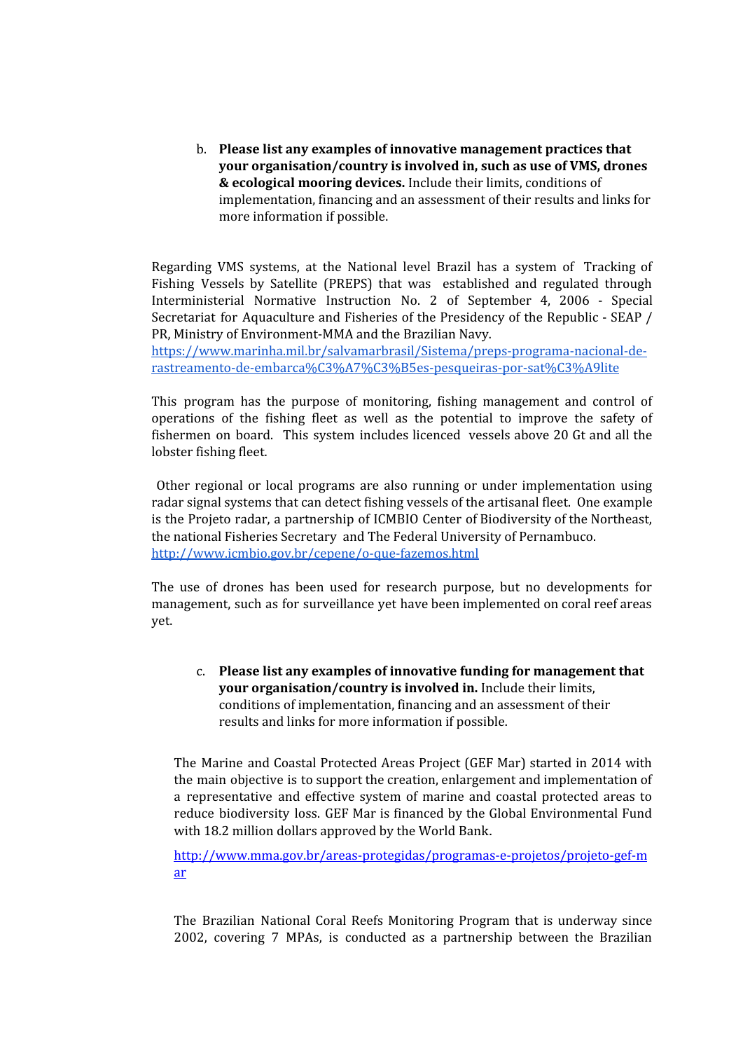b. **Please list any examples of innovative management practices that your organisation/country is involved in, such as use of VMS, drones & ecological mooring devices.** Include their limits, conditions of implementation, financing and an assessment of their results and links for more information if possible.

Regarding VMS systems, at the National level Brazil has a system of Tracking of Fishing Vessels by Satellite (PREPS) that was established and regulated through Interministerial Normative Instruction No. 2 of September 4, 2006 - Special Secretariat for Aquaculture and Fisheries of the Presidency of the Republic - SEAP / PR, Ministry of Environment-MMA and the Brazilian Navy.
https://www.marinha.mil.br/salvamarbrasil/Sistema/preps-programa-nacional-de-rastreamento-de-embarca%C3%A7%C3%B5es-pesqueiras-por-sat%C3%A9lite

This program has the purpose of monitoring, fishing management and control of operations of the fishing fleet as well as the potential to improve the safety of fishermen on board. This system includes licenced vessels above 20 Gt and all the lobster fishing fleet.

Other regional or local programs are also running or under implementation using radar signal systems that can detect fishing vessels of the artisanal fleet. One example is the Projeto radar, a partnership of ICMBIO Center of Biodiversity of the Northeast, the national Fisheries Secretary and The Federal University of Pernambuco.
http://www.icmbio.gov.br/cepene/o-que-fazemos.html

The use of drones has been used for research purpose, but no developments for management, such as for surveillance yet have been implemented on coral reef areas yet.

c. **Please list any examples of innovative funding for management that your organisation/country is involved in.** Include their limits, conditions of implementation, financing and an assessment of their results and links for more information if possible.

The Marine and Coastal Protected Areas Project (GEF Mar) started in 2014 with the main objective is to support the creation, enlargement and implementation of a representative and effective system of marine and coastal protected areas to reduce biodiversity loss. GEF Mar is financed by the Global Environmental Fund with 18.2 million dollars approved by the World Bank.

http://www.mma.gov.br/areas-protegidas/programas-e-projetos/projeto-gef-mar

The Brazilian National Coral Reefs Monitoring Program that is underway since 2002, covering 7 MPAs, is conducted as a partnership between the Brazilian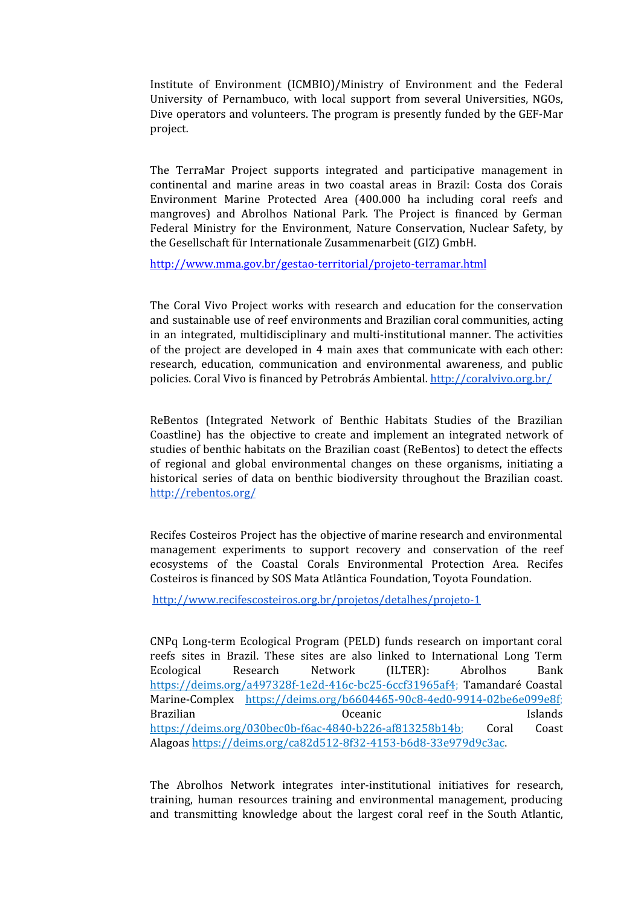Institute of Environment (ICMBIO)/Ministry of Environment and the Federal University of Pernambuco, with local support from several Universities, NGOs, Dive operators and volunteers. The program is presently funded by the GEF-Mar project.

The TerraMar Project supports integrated and participative management in continental and marine areas in two coastal areas in Brazil: Costa dos Corais Environment Marine Protected Area (400.000 ha including coral reefs and mangroves) and Abrolhos National Park. The Project is financed by German Federal Ministry for the Environment, Nature Conservation, Nuclear Safety, by the Gesellschaft für Internationale Zusammenarbeit (GIZ) GmbH.

http://www.mma.gov.br/gestao-territorial/projeto-terramar.html

The Coral Vivo Project works with research and education for the conservation and sustainable use of reef environments and Brazilian coral communities, acting in an integrated, multidisciplinary and multi-institutional manner. The activities of the project are developed in 4 main axes that communicate with each other: research, education, communication and environmental awareness, and public policies. Coral Vivo is financed by Petrobrás Ambiental. http://coralvivo.org.br/

ReBentos (Integrated Network of Benthic Habitats Studies of the Brazilian Coastline) has the objective to create and implement an integrated network of studies of benthic habitats on the Brazilian coast (ReBentos) to detect the effects of regional and global environmental changes on these organisms, initiating a historical series of data on benthic biodiversity throughout the Brazilian coast. http://rebentos.org/

Recifes Costeiros Project has the objective of marine research and environmental management experiments to support recovery and conservation of the reef ecosystems of the Coastal Corals Environmental Protection Area. Recifes Costeiros is financed by SOS Mata Atlântica Foundation, Toyota Foundation.

http://www.recifescosteiros.org.br/projetos/detalhes/projeto-1

CNPq Long-term Ecological Program (PELD) funds research on important coral reefs sites in Brazil. These sites are also linked to International Long Term Ecological Research Network (ILTER): Abrolhos Bank https://deims.org/a497328f-1e2d-416c-bc25-6ccf31965af4; Tamandaré Coastal Marine-Complex https://deims.org/b6604465-90c8-4ed0-9914-02be6e099e8f; Brazilian Oceanic Islands https://deims.org/030bec0b-f6ac-4840-b226-af813258b14b; Coral Coast Alagoas https://deims.org/ca82d512-8f32-4153-b6d8-33e979d9c3ac.

The Abrolhos Network integrates inter-institutional initiatives for research, training, human resources training and environmental management, producing and transmitting knowledge about the largest coral reef in the South Atlantic,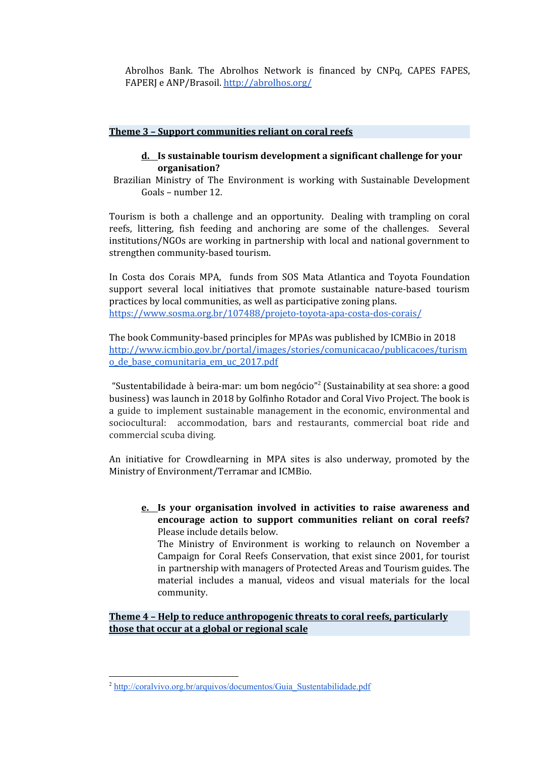Abrolhos Bank. The Abrolhos Network is financed by CNPq, CAPES FAPES, FAPERJ e ANP/Brasoil. http://abrolhos.org/

## Theme 3 – Support communities reliant on coral reefs

**d. Is sustainable tourism development a significant challenge for your organisation?**

Brazilian Ministry of The Environment is working with Sustainable Development Goals – number 12.

Tourism is both a challenge and an opportunity. Dealing with trampling on coral reefs, littering, fish feeding and anchoring are some of the challenges. Several institutions/NGOs are working in partnership with local and national government to strengthen community-based tourism.

In Costa dos Corais MPA, funds from SOS Mata Atlantica and Toyota Foundation support several local initiatives that promote sustainable nature-based tourism practices by local communities, as well as participative zoning plans. https://www.sosma.org.br/107488/projeto-toyota-apa-costa-dos-corais/

The book Community-based principles for MPAs was published by ICMBio in 2018 http://www.icmbio.gov.br/portal/images/stories/comunicacao/publicacoes/turismo_de_base_comunitaria_em_uc_2017.pdf

"Sustentabilidade à beira-mar: um bom negócio"[2] (Sustainability at sea shore: a good business) was launch in 2018 by Golfinho Rotador and Coral Vivo Project. The book is a guide to implement sustainable management in the economic, environmental and sociocultural: accommodation, bars and restaurants, commercial boat ride and commercial scuba diving.

An initiative for Crowdlearning in MPA sites is also underway, promoted by the Ministry of Environment/Terramar and ICMBio.

**e. Is your organisation involved in activities to raise awareness and encourage action to support communities reliant on coral reefs?** Please include details below.

The Ministry of Environment is working to relaunch on November a Campaign for Coral Reefs Conservation, that exist since 2001, for tourist in partnership with managers of Protected Areas and Tourism guides. The material includes a manual, videos and visual materials for the local community.

## Theme 4 – Help to reduce anthropogenic threats to coral reefs, particularly those that occur at a global or regional scale

---

[2] http://coralvivo.org.br/arquivos/documentos/Guia_Sustentabilidade.pdf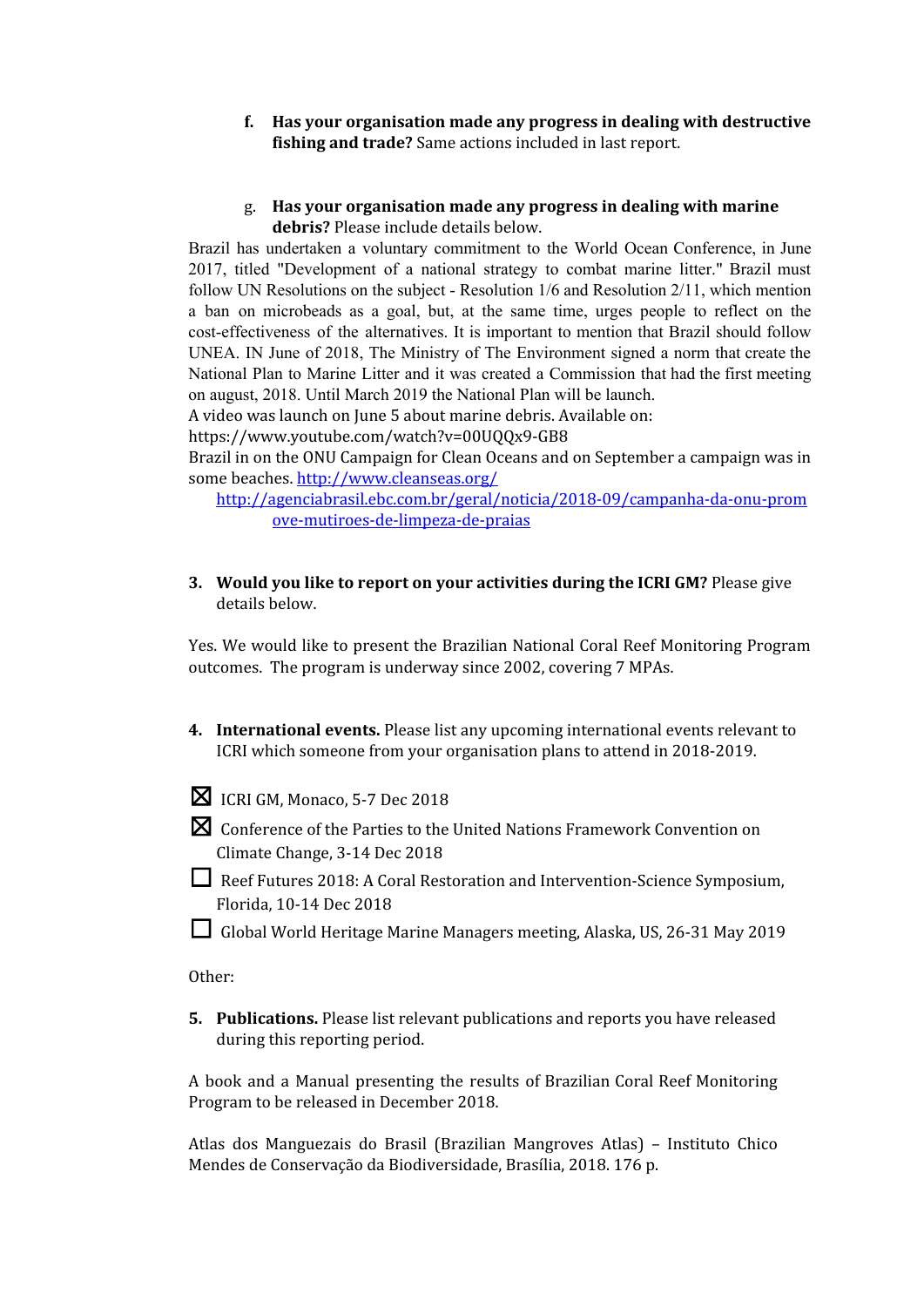f. **Has your organisation made any progress in dealing with destructive fishing and trade?** Same actions included in last report.

g. **Has your organisation made any progress in dealing with marine debris?** Please include details below.

Brazil has undertaken a voluntary commitment to the World Ocean Conference, in June 2017, titled "Development of a national strategy to combat marine litter." Brazil must follow UN Resolutions on the subject - Resolution 1/6 and Resolution 2/11, which mention a ban on microbeads as a goal, but, at the same time, urges people to reflect on the cost-effectiveness of the alternatives. It is important to mention that Brazil should follow UNEA. IN June of 2018, The Ministry of The Environment signed a norm that create the National Plan to Marine Litter and it was created a Commission that had the first meeting on august, 2018. Until March 2019 the National Plan will be launch.
A video was launch on June 5 about marine debris. Available on:
https://www.youtube.com/watch?v=00UQQx9-GB8
Brazil in on the ONU Campaign for Clean Oceans and on September a campaign was in some beaches. http://www.cleanseas.org/
http://agenciabrasil.ebc.com.br/geral/noticia/2018-09/campanha-da-onu-promove-mutiroes-de-limpeza-de-praias

3. **Would you like to report on your activities during the ICRI GM?** Please give details below.

Yes. We would like to present the Brazilian National Coral Reef Monitoring Program outcomes. The program is underway since 2002, covering 7 MPAs.

4. **International events.** Please list any upcoming international events relevant to ICRI which someone from your organisation plans to attend in 2018-2019.

- ☒ ICRI GM, Monaco, 5-7 Dec 2018
- ☒ Conference of the Parties to the United Nations Framework Convention on Climate Change, 3-14 Dec 2018
- ☐ Reef Futures 2018: A Coral Restoration and Intervention-Science Symposium, Florida, 10-14 Dec 2018
- ☐ Global World Heritage Marine Managers meeting, Alaska, US, 26-31 May 2019

Other:

5. **Publications.** Please list relevant publications and reports you have released during this reporting period.

A book and a Manual presenting the results of Brazilian Coral Reef Monitoring Program to be released in December 2018.

Atlas dos Manguezais do Brasil (Brazilian Mangroves Atlas) – Instituto Chico Mendes de Conservação da Biodiversidade, Brasília, 2018. 176 p.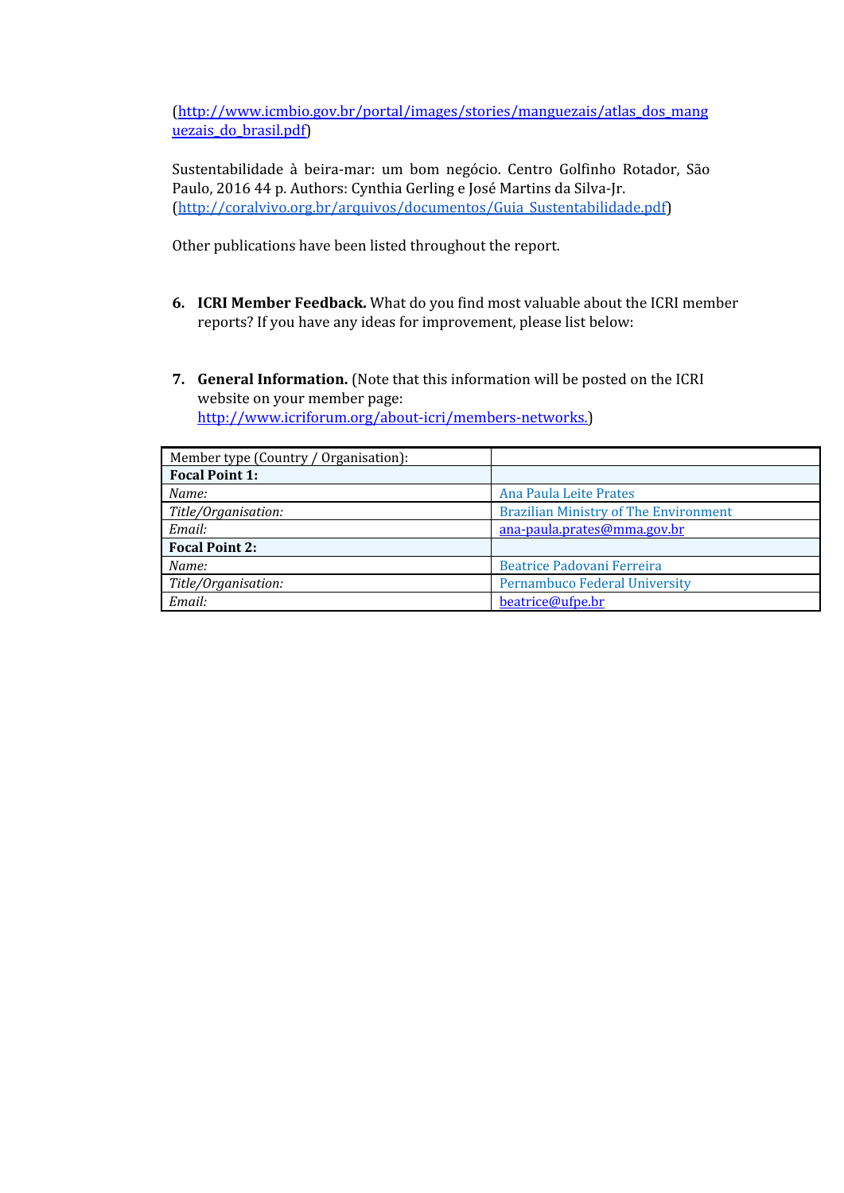(http://www.icmbio.gov.br/portal/images/stories/manguezais/atlas_dos_manguezais_do_brasil.pdf)

Sustentabilidade à beira-mar: um bom negócio. Centro Golfinho Rotador, São Paulo, 2016 44 p. Authors: Cynthia Gerling e José Martins da Silva-Jr. (http://coralvivo.org.br/arquivos/documentos/Guia_Sustentabilidade.pdf)

Other publications have been listed throughout the report.

6. **ICRI Member Feedback.** What do you find most valuable about the ICRI member reports? If you have any ideas for improvement, please list below:

7. **General Information.** (Note that this information will be posted on the ICRI website on your member page: http://www.icriforum.org/about-icri/members-networks.)

| | |
|---|---|
| Member type (Country / Organisation): | |
| **Focal Point 1:** | |
| *Name:* | Ana Paula Leite Prates |
| *Title/Organisation:* | Brazilian Ministry of The Environment |
| *Email:* | ana-paula.prates@mma.gov.br |
| **Focal Point 2:** | |
| *Name:* | Beatrice Padovani Ferreira |
| *Title/Organisation:* | Pernambuco Federal University |
| *Email:* | beatrice@ufpe.br |